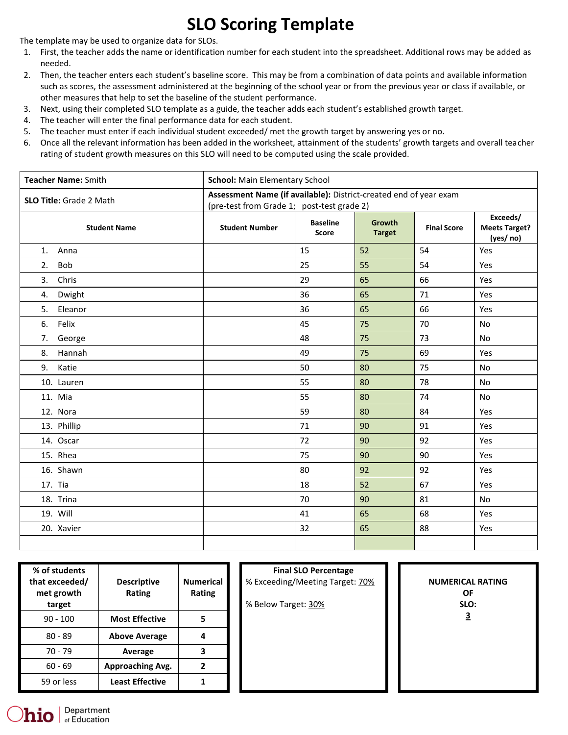# SLO Scoring Template

The template may be used to organize data for SLOs.

1. First, the teacher adds the name or identification number for each student into the spreadsheet. Additional rows may be added as needed.
2. Then, the teacher enters each student's baseline score. This may be from a combination of data points and available information such as scores, the assessment administered at the beginning of the school year or from the previous year or class if available, or other measures that help to set the baseline of the student performance.
3. Next, using their completed SLO template as a guide, the teacher adds each student's established growth target.
4. The teacher will enter the final performance data for each student.
5. The teacher must enter if each individual student exceeded/ met the growth target by answering yes or no.
6. Once all the relevant information has been added in the worksheet, attainment of the students' growth targets and overall teacher rating of student growth measures on this SLO will need to be computed using the scale provided.

| **Teacher Name:** Smith | **School:** Main Elementary School | | | | |
|---|---|---|---|---|---|
| **SLO Title:** Grade 2 Math | **Assessment Name (if available):** District-created end of year exam (pre-test from Grade 1; post-test grade 2) | | | | |
| **Student Name** | **Student Number** | **Baseline Score** | **Growth Target** | **Final Score** | **Exceeds/ Meets Target? (yes/ no)** |
| 1. Anna | | 15 | 52 | 54 | Yes |
| 2. Bob | | 25 | 55 | 54 | Yes |
| 3. Chris | | 29 | 65 | 66 | Yes |
| 4. Dwight | | 36 | 65 | 71 | Yes |
| 5. Eleanor | | 36 | 65 | 66 | Yes |
| 6. Felix | | 45 | 75 | 70 | No |
| 7. George | | 48 | 75 | 73 | No |
| 8. Hannah | | 49 | 75 | 69 | Yes |
| 9. Katie | | 50 | 80 | 75 | No |
| 10. Lauren | | 55 | 80 | 78 | No |
| 11. Mia | | 55 | 80 | 74 | No |
| 12. Nora | | 59 | 80 | 84 | Yes |
| 13. Phillip | | 71 | 90 | 91 | Yes |
| 14. Oscar | | 72 | 90 | 92 | Yes |
| 15. Rhea | | 75 | 90 | 90 | Yes |
| 16. Shawn | | 80 | 92 | 92 | Yes |
| 17. Tia | | 18 | 52 | 67 | Yes |
| 18. Trina | | 70 | 90 | 81 | No |
| 19. Will | | 41 | 65 | 68 | Yes |
| 20. Xavier | | 32 | 65 | 88 | Yes |
| | | | | | |

| % of students that exceeded/ met growth target | Descriptive Rating | Numerical Rating |
|---|---|---|
| 90 - 100 | **Most Effective** | **5** |
| 80 - 89 | **Above Average** | **4** |
| 70 - 79 | **Average** | **3** |
| 60 - 69 | **Approaching Avg.** | **2** |
| 59 or less | **Least Effective** | **1** |

**Final SLO Percentage**

% Exceeding/Meeting Target: 70%

% Below Target: 30%

**NUMERICAL RATING OF SLO:**

**3**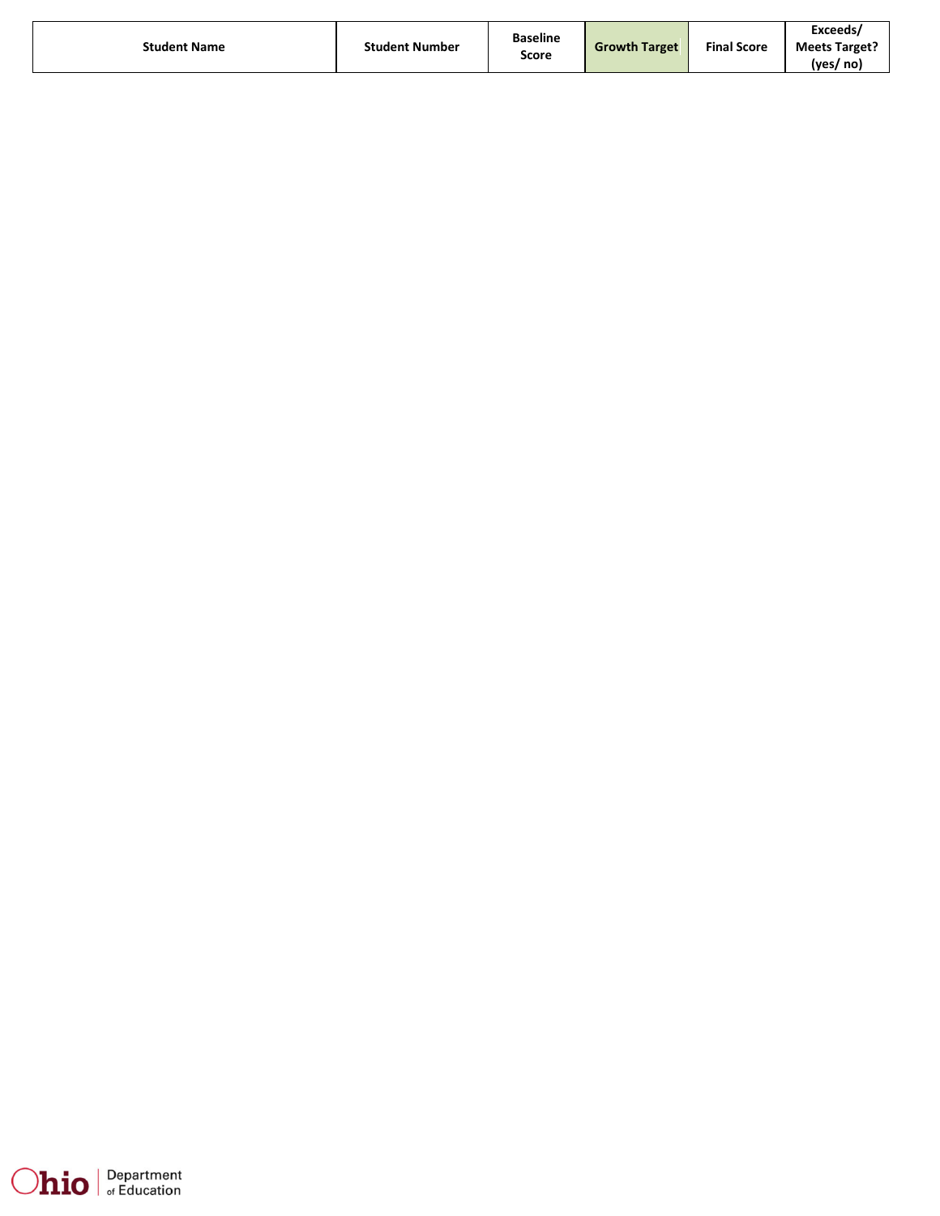| Student Name | Student Number | Baseline Score | Growth Target | Final Score | Exceeds/ Meets Target? (yes/ no) |
|---|---|---|---|---|---|